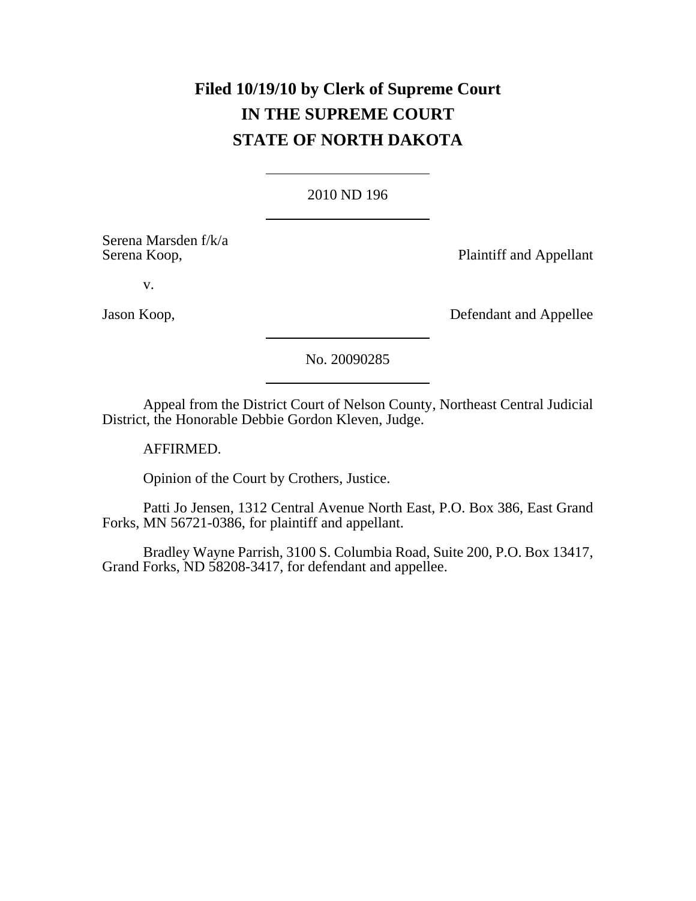**Filed 10/19/10 by Clerk of Supreme Court**

# IN THE SUPREME COURT
# STATE OF NORTH DAKOTA

---

2010 ND 196

---

Serena Marsden f/k/a
Serena Koop, Plaintiff and Appellant

v.

Jason Koop, Defendant and Appellee

---

No. 20090285

---

Appeal from the District Court of Nelson County, Northeast Central Judicial District, the Honorable Debbie Gordon Kleven, Judge.

AFFIRMED.

Opinion of the Court by Crothers, Justice.

Patti Jo Jensen, 1312 Central Avenue North East, P.O. Box 386, East Grand Forks, MN 56721-0386, for plaintiff and appellant.

Bradley Wayne Parrish, 3100 S. Columbia Road, Suite 200, P.O. Box 13417, Grand Forks, ND 58208-3417, for defendant and appellee.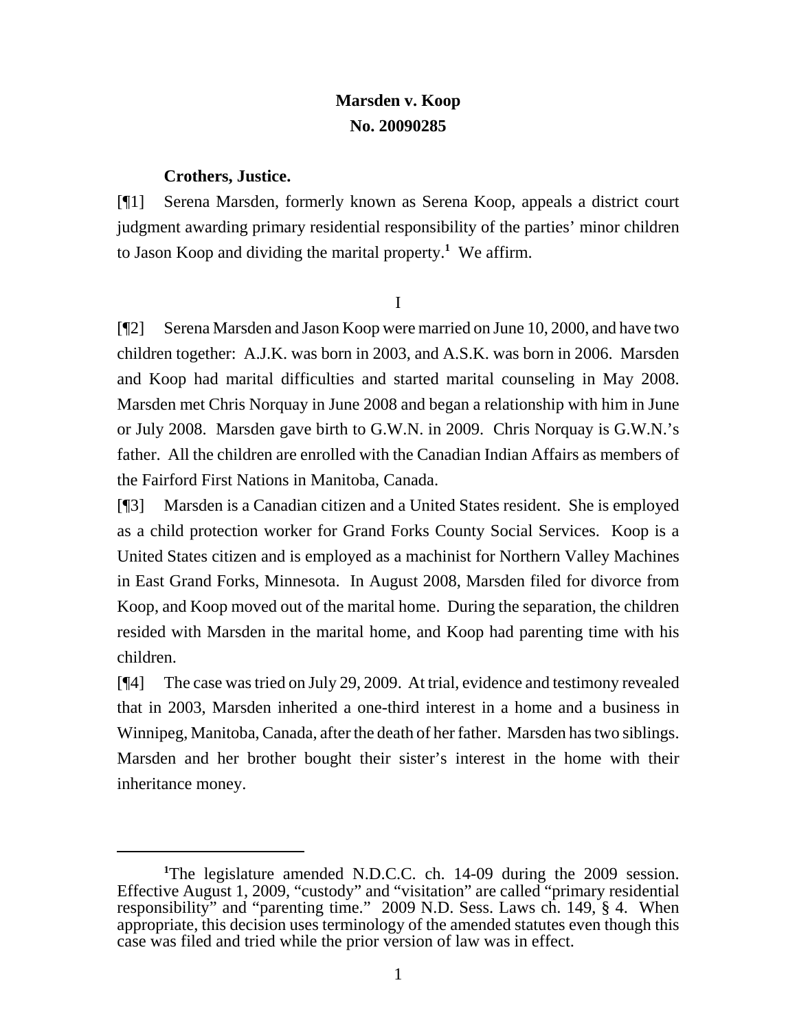**Marsden v. Koop**
**No. 20090285**

**Crothers, Justice.**

[¶1] Serena Marsden, formerly known as Serena Koop, appeals a district court judgment awarding primary residential responsibility of the parties' minor children to Jason Koop and dividing the marital property.[1] We affirm.

I

[¶2] Serena Marsden and Jason Koop were married on June 10, 2000, and have two children together: A.J.K. was born in 2003, and A.S.K. was born in 2006. Marsden and Koop had marital difficulties and started marital counseling in May 2008. Marsden met Chris Norquay in June 2008 and began a relationship with him in June or July 2008. Marsden gave birth to G.W.N. in 2009. Chris Norquay is G.W.N.'s father. All the children are enrolled with the Canadian Indian Affairs as members of the Fairford First Nations in Manitoba, Canada.

[¶3] Marsden is a Canadian citizen and a United States resident. She is employed as a child protection worker for Grand Forks County Social Services. Koop is a United States citizen and is employed as a machinist for Northern Valley Machines in East Grand Forks, Minnesota. In August 2008, Marsden filed for divorce from Koop, and Koop moved out of the marital home. During the separation, the children resided with Marsden in the marital home, and Koop had parenting time with his children.

[¶4] The case was tried on July 29, 2009. At trial, evidence and testimony revealed that in 2003, Marsden inherited a one-third interest in a home and a business in Winnipeg, Manitoba, Canada, after the death of her father. Marsden has two siblings. Marsden and her brother bought their sister's interest in the home with their inheritance money.

---

[1] The legislature amended N.D.C.C. ch. 14-09 during the 2009 session. Effective August 1, 2009, "custody" and "visitation" are called "primary residential responsibility" and "parenting time." 2009 N.D. Sess. Laws ch. 149, § 4. When appropriate, this decision uses terminology of the amended statutes even though this case was filed and tried while the prior version of law was in effect.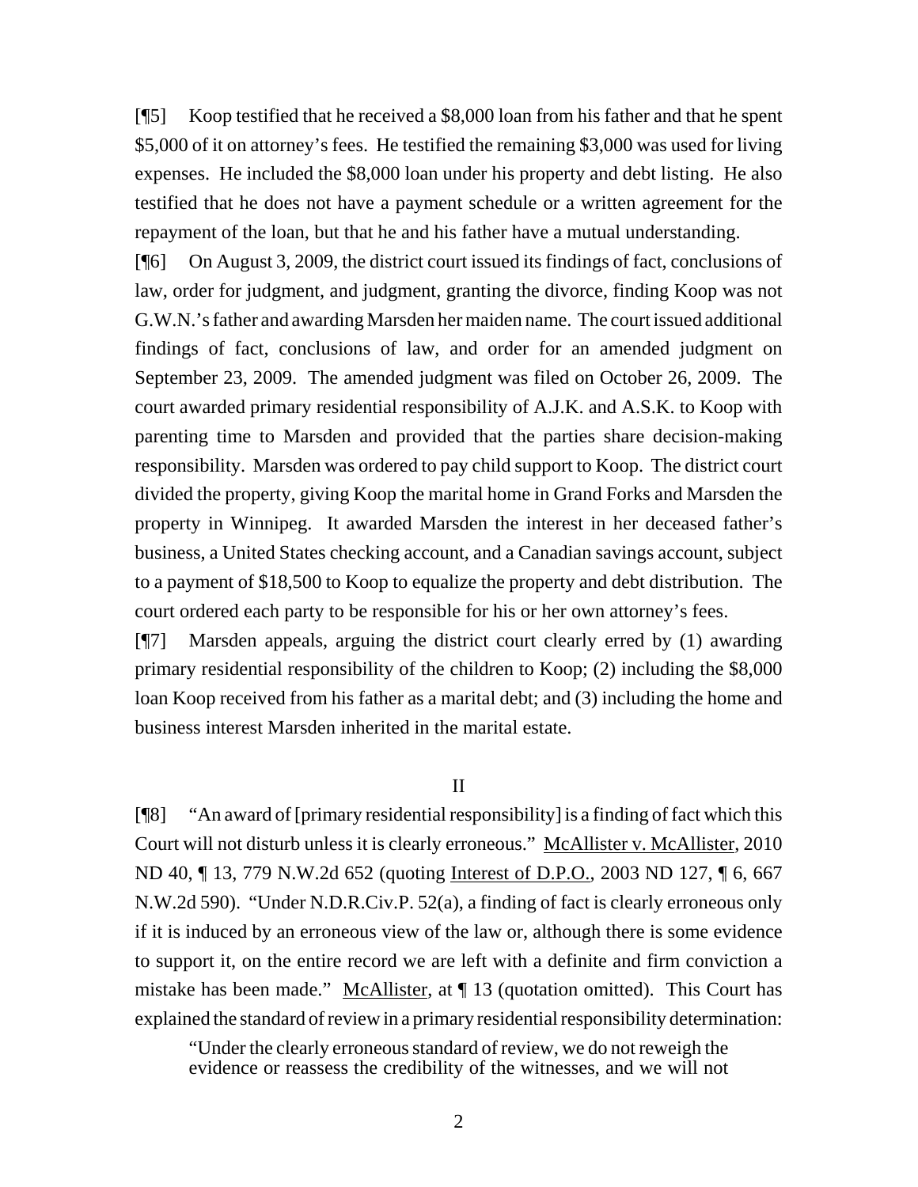[¶5] Koop testified that he received a $8,000 loan from his father and that he spent $5,000 of it on attorney's fees. He testified the remaining $3,000 was used for living expenses. He included the $8,000 loan under his property and debt listing. He also testified that he does not have a payment schedule or a written agreement for the repayment of the loan, but that he and his father have a mutual understanding.

[¶6] On August 3, 2009, the district court issued its findings of fact, conclusions of law, order for judgment, and judgment, granting the divorce, finding Koop was not G.W.N.'s father and awarding Marsden her maiden name. The court issued additional findings of fact, conclusions of law, and order for an amended judgment on September 23, 2009. The amended judgment was filed on October 26, 2009. The court awarded primary residential responsibility of A.J.K. and A.S.K. to Koop with parenting time to Marsden and provided that the parties share decision-making responsibility. Marsden was ordered to pay child support to Koop. The district court divided the property, giving Koop the marital home in Grand Forks and Marsden the property in Winnipeg. It awarded Marsden the interest in her deceased father's business, a United States checking account, and a Canadian savings account, subject to a payment of $18,500 to Koop to equalize the property and debt distribution. The court ordered each party to be responsible for his or her own attorney's fees.

[¶7] Marsden appeals, arguing the district court clearly erred by (1) awarding primary residential responsibility of the children to Koop; (2) including the $8,000 loan Koop received from his father as a marital debt; and (3) including the home and business interest Marsden inherited in the marital estate.

## II

[¶8] "An award of [primary residential responsibility] is a finding of fact which this Court will not disturb unless it is clearly erroneous." McAllister v. McAllister, 2010 ND 40, ¶ 13, 779 N.W.2d 652 (quoting Interest of D.P.O., 2003 ND 127, ¶ 6, 667 N.W.2d 590). "Under N.D.R.Civ.P. 52(a), a finding of fact is clearly erroneous only if it is induced by an erroneous view of the law or, although there is some evidence to support it, on the entire record we are left with a definite and firm conviction a mistake has been made." McAllister, at ¶ 13 (quotation omitted). This Court has explained the standard of review in a primary residential responsibility determination:

> "Under the clearly erroneous standard of review, we do not reweigh the evidence or reassess the credibility of the witnesses, and we will not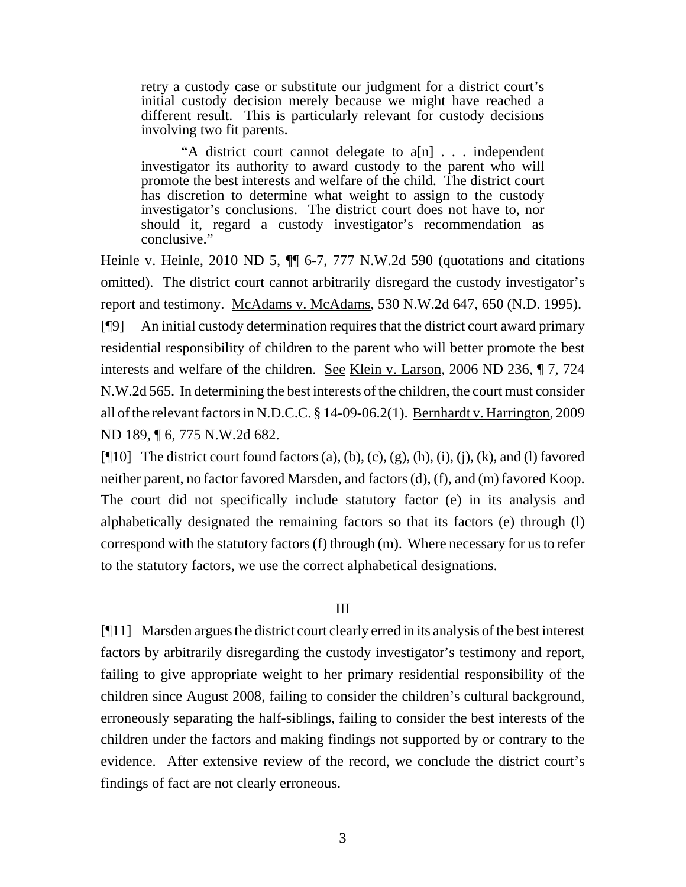> retry a custody case or substitute our judgment for a district court's initial custody decision merely because we might have reached a different result. This is particularly relevant for custody decisions involving two fit parents.
>
> "A district court cannot delegate to a[n] . . . independent investigator its authority to award custody to the parent who will promote the best interests and welfare of the child. The district court has discretion to determine what weight to assign to the custody investigator's conclusions. The district court does not have to, nor should it, regard a custody investigator's recommendation as conclusive."

Heinle v. Heinle, 2010 ND 5, ¶¶ 6-7, 777 N.W.2d 590 (quotations and citations omitted). The district court cannot arbitrarily disregard the custody investigator's report and testimony. McAdams v. McAdams, 530 N.W.2d 647, 650 (N.D. 1995).

[¶9] An initial custody determination requires that the district court award primary residential responsibility of children to the parent who will better promote the best interests and welfare of the children. See Klein v. Larson, 2006 ND 236, ¶ 7, 724 N.W.2d 565. In determining the best interests of the children, the court must consider all of the relevant factors in N.D.C.C. § 14-09-06.2(1). Bernhardt v. Harrington, 2009 ND 189, ¶ 6, 775 N.W.2d 682.

[¶10] The district court found factors (a), (b), (c), (g), (h), (i), (j), (k), and (l) favored neither parent, no factor favored Marsden, and factors (d), (f), and (m) favored Koop. The court did not specifically include statutory factor (e) in its analysis and alphabetically designated the remaining factors so that its factors (e) through (l) correspond with the statutory factors (f) through (m). Where necessary for us to refer to the statutory factors, we use the correct alphabetical designations.

## III

[¶11] Marsden argues the district court clearly erred in its analysis of the best interest factors by arbitrarily disregarding the custody investigator's testimony and report, failing to give appropriate weight to her primary residential responsibility of the children since August 2008, failing to consider the children's cultural background, erroneously separating the half-siblings, failing to consider the best interests of the children under the factors and making findings not supported by or contrary to the evidence. After extensive review of the record, we conclude the district court's findings of fact are not clearly erroneous.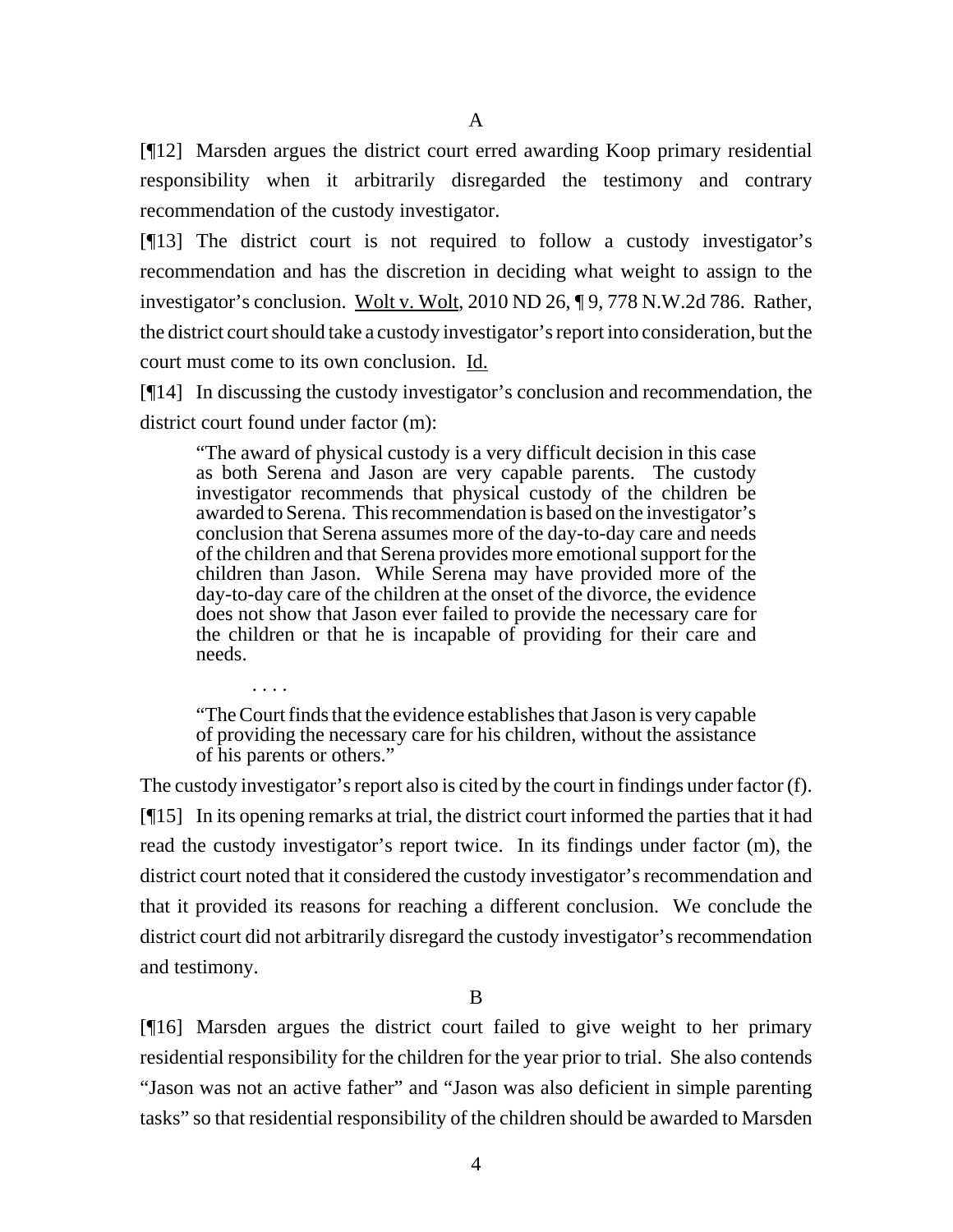A

[¶12] Marsden argues the district court erred awarding Koop primary residential responsibility when it arbitrarily disregarded the testimony and contrary recommendation of the custody investigator.

[¶13] The district court is not required to follow a custody investigator's recommendation and has the discretion in deciding what weight to assign to the investigator's conclusion. Wolt v. Wolt, 2010 ND 26, ¶ 9, 778 N.W.2d 786. Rather, the district court should take a custody investigator's report into consideration, but the court must come to its own conclusion. Id.

[¶14] In discussing the custody investigator's conclusion and recommendation, the district court found under factor (m):

> "The award of physical custody is a very difficult decision in this case as both Serena and Jason are very capable parents. The custody investigator recommends that physical custody of the children be awarded to Serena. This recommendation is based on the investigator's conclusion that Serena assumes more of the day-to-day care and needs of the children and that Serena provides more emotional support for the children than Jason. While Serena may have provided more of the day-to-day care of the children at the onset of the divorce, the evidence does not show that Jason ever failed to provide the necessary care for the children or that he is incapable of providing for their care and needs.
>
> . . . .
>
> "The Court finds that the evidence establishes that Jason is very capable of providing the necessary care for his children, without the assistance of his parents or others."

The custody investigator's report also is cited by the court in findings under factor (f).

[¶15] In its opening remarks at trial, the district court informed the parties that it had read the custody investigator's report twice. In its findings under factor (m), the district court noted that it considered the custody investigator's recommendation and that it provided its reasons for reaching a different conclusion. We conclude the district court did not arbitrarily disregard the custody investigator's recommendation and testimony.

B

[¶16] Marsden argues the district court failed to give weight to her primary residential responsibility for the children for the year prior to trial. She also contends "Jason was not an active father" and "Jason was also deficient in simple parenting tasks" so that residential responsibility of the children should be awarded to Marsden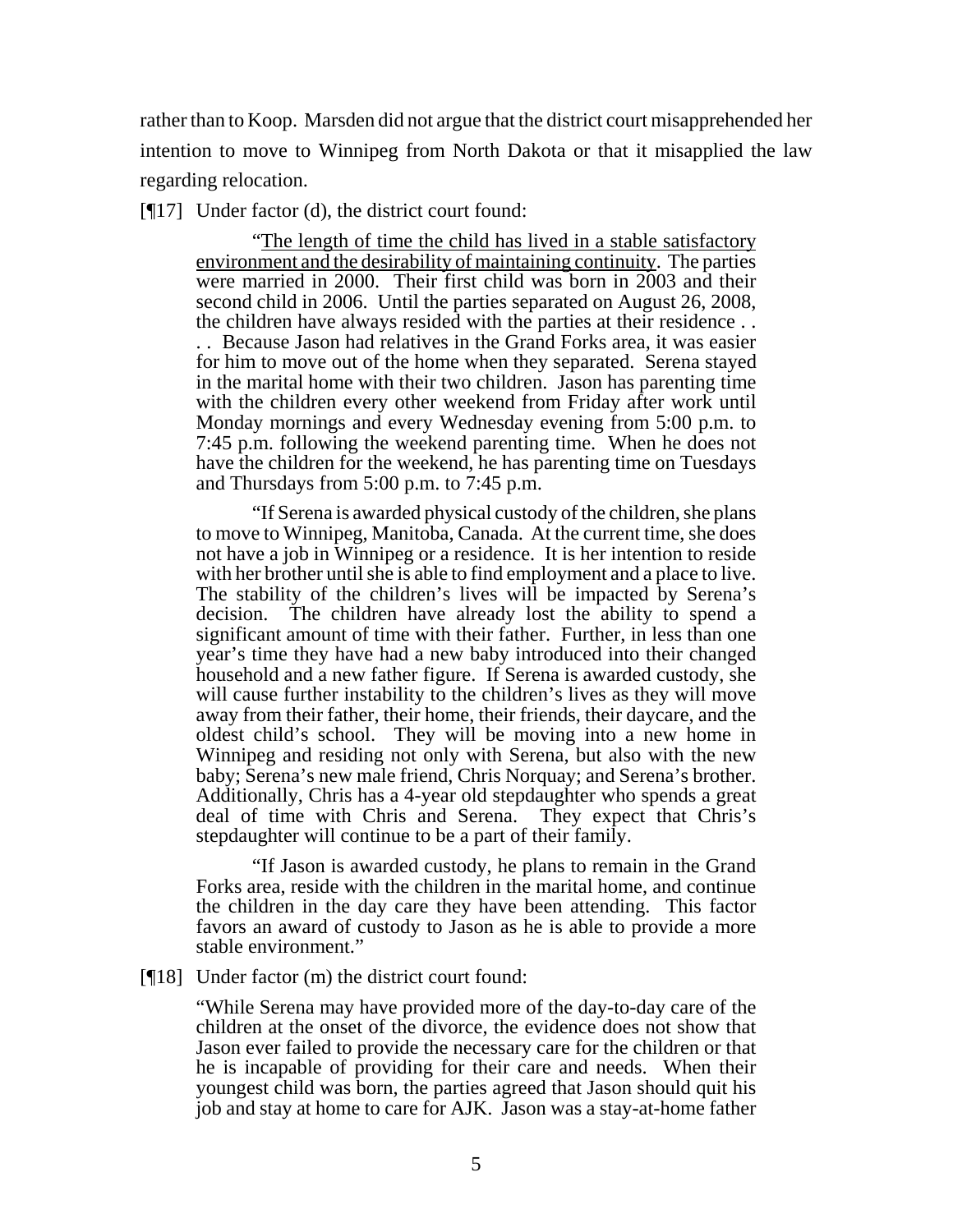rather than to Koop. Marsden did not argue that the district court misapprehended her intention to move to Winnipeg from North Dakota or that it misapplied the law regarding relocation.

[¶17] Under factor (d), the district court found:

> "The length of time the child has lived in a stable satisfactory environment and the desirability of maintaining continuity. The parties were married in 2000. Their first child was born in 2003 and their second child in 2006. Until the parties separated on August 26, 2008, the children have always resided with the parties at their residence . . . . Because Jason had relatives in the Grand Forks area, it was easier for him to move out of the home when they separated. Serena stayed in the marital home with their two children. Jason has parenting time with the children every other weekend from Friday after work until Monday mornings and every Wednesday evening from 5:00 p.m. to 7:45 p.m. following the weekend parenting time. When he does not have the children for the weekend, he has parenting time on Tuesdays and Thursdays from 5:00 p.m. to 7:45 p.m.
>
> "If Serena is awarded physical custody of the children, she plans to move to Winnipeg, Manitoba, Canada. At the current time, she does not have a job in Winnipeg or a residence. It is her intention to reside with her brother until she is able to find employment and a place to live. The stability of the children's lives will be impacted by Serena's decision. The children have already lost the ability to spend a significant amount of time with their father. Further, in less than one year's time they have had a new baby introduced into their changed household and a new father figure. If Serena is awarded custody, she will cause further instability to the children's lives as they will move away from their father, their home, their friends, their daycare, and the oldest child's school. They will be moving into a new home in Winnipeg and residing not only with Serena, but also with the new baby; Serena's new male friend, Chris Norquay; and Serena's brother. Additionally, Chris has a 4-year old stepdaughter who spends a great deal of time with Chris and Serena. They expect that Chris's stepdaughter will continue to be a part of their family.
>
> "If Jason is awarded custody, he plans to remain in the Grand Forks area, reside with the children in the marital home, and continue the children in the day care they have been attending. This factor favors an award of custody to Jason as he is able to provide a more stable environment."

[¶18] Under factor (m) the district court found:

> "While Serena may have provided more of the day-to-day care of the children at the onset of the divorce, the evidence does not show that Jason ever failed to provide the necessary care for the children or that he is incapable of providing for their care and needs. When their youngest child was born, the parties agreed that Jason should quit his job and stay at home to care for AJK. Jason was a stay-at-home father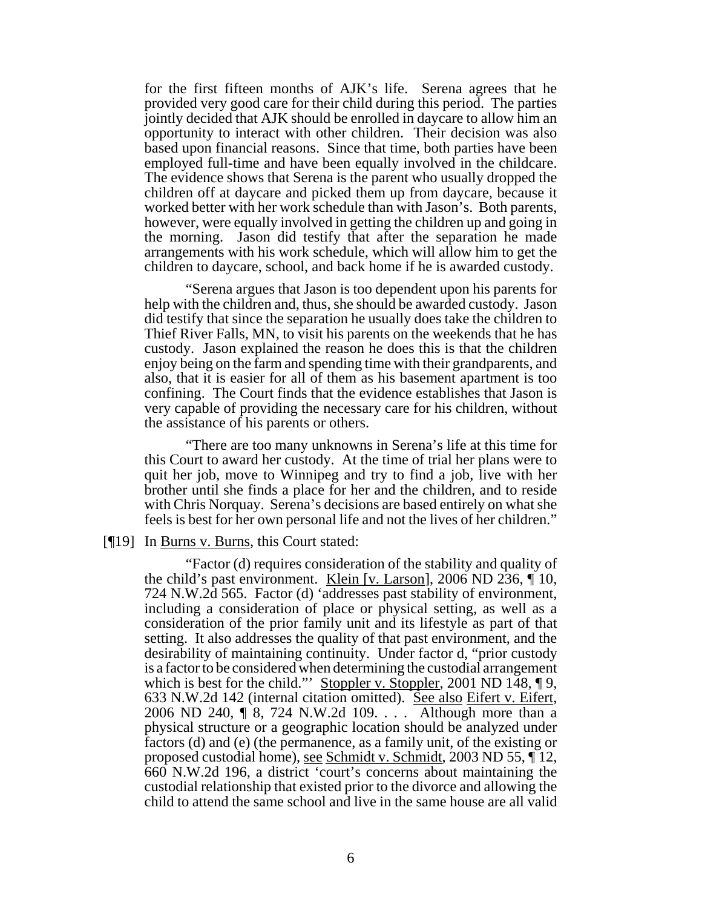for the first fifteen months of AJK's life. Serena agrees that he provided very good care for their child during this period. The parties jointly decided that AJK should be enrolled in daycare to allow him an opportunity to interact with other children. Their decision was also based upon financial reasons. Since that time, both parties have been employed full-time and have been equally involved in the childcare. The evidence shows that Serena is the parent who usually dropped the children off at daycare and picked them up from daycare, because it worked better with her work schedule than with Jason's. Both parents, however, were equally involved in getting the children up and going in the morning. Jason did testify that after the separation he made arrangements with his work schedule, which will allow him to get the children to daycare, school, and back home if he is awarded custody.

"Serena argues that Jason is too dependent upon his parents for help with the children and, thus, she should be awarded custody. Jason did testify that since the separation he usually does take the children to Thief River Falls, MN, to visit his parents on the weekends that he has custody. Jason explained the reason he does this is that the children enjoy being on the farm and spending time with their grandparents, and also, that it is easier for all of them as his basement apartment is too confining. The Court finds that the evidence establishes that Jason is very capable of providing the necessary care for his children, without the assistance of his parents or others.

"There are too many unknowns in Serena's life at this time for this Court to award her custody. At the time of trial her plans were to quit her job, move to Winnipeg and try to find a job, live with her brother until she finds a place for her and the children, and to reside with Chris Norquay. Serena's decisions are based entirely on what she feels is best for her own personal life and not the lives of her children."

[¶19] In Burns v. Burns, this Court stated:

"Factor (d) requires consideration of the stability and quality of the child's past environment. Klein [v. Larson], 2006 ND 236, ¶ 10, 724 N.W.2d 565. Factor (d) 'addresses past stability of environment, including a consideration of place or physical setting, as well as a consideration of the prior family unit and its lifestyle as part of that setting. It also addresses the quality of that past environment, and the desirability of maintaining continuity. Under factor d, "prior custody is a factor to be considered when determining the custodial arrangement which is best for the child."' Stoppler v. Stoppler, 2001 ND 148, ¶ 9, 633 N.W.2d 142 (internal citation omitted). See also Eifert v. Eifert, 2006 ND 240, ¶ 8, 724 N.W.2d 109. . . . Although more than a physical structure or a geographic location should be analyzed under factors (d) and (e) (the permanence, as a family unit, of the existing or proposed custodial home), see Schmidt v. Schmidt, 2003 ND 55, ¶ 12, 660 N.W.2d 196, a district 'court's concerns about maintaining the custodial relationship that existed prior to the divorce and allowing the child to attend the same school and live in the same house are all valid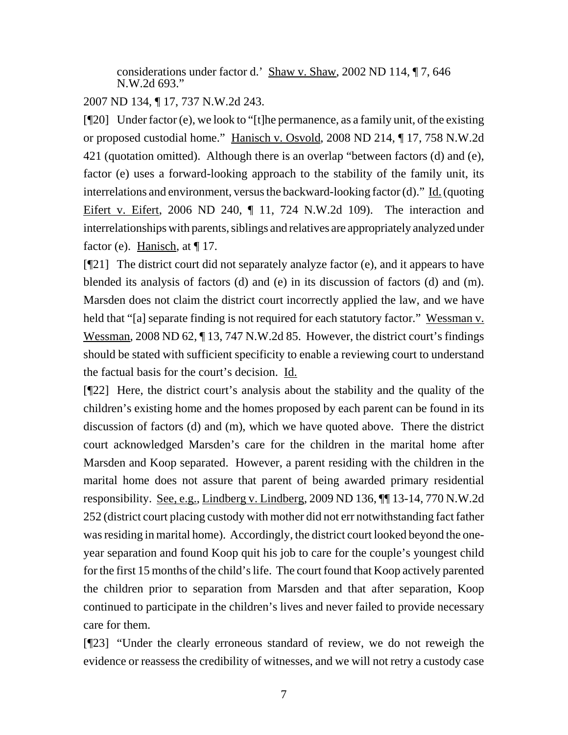> considerations under factor d.' Shaw v. Shaw, 2002 ND 114, ¶ 7, 646 N.W.2d 693."

2007 ND 134, ¶ 17, 737 N.W.2d 243.

[¶20] Under factor (e), we look to "[t]he permanence, as a family unit, of the existing or proposed custodial home." Hanisch v. Osvold, 2008 ND 214, ¶ 17, 758 N.W.2d 421 (quotation omitted). Although there is an overlap "between factors (d) and (e), factor (e) uses a forward-looking approach to the stability of the family unit, its interrelations and environment, versus the backward-looking factor (d)." Id. (quoting Eifert v. Eifert, 2006 ND 240, ¶ 11, 724 N.W.2d 109). The interaction and interrelationships with parents, siblings and relatives are appropriately analyzed under factor (e). Hanisch, at ¶ 17.

[¶21] The district court did not separately analyze factor (e), and it appears to have blended its analysis of factors (d) and (e) in its discussion of factors (d) and (m). Marsden does not claim the district court incorrectly applied the law, and we have held that "[a] separate finding is not required for each statutory factor." Wessman v. Wessman, 2008 ND 62, ¶ 13, 747 N.W.2d 85. However, the district court's findings should be stated with sufficient specificity to enable a reviewing court to understand the factual basis for the court's decision. Id.

[¶22] Here, the district court's analysis about the stability and the quality of the children's existing home and the homes proposed by each parent can be found in its discussion of factors (d) and (m), which we have quoted above. There the district court acknowledged Marsden's care for the children in the marital home after Marsden and Koop separated. However, a parent residing with the children in the marital home does not assure that parent of being awarded primary residential responsibility. See, e.g., Lindberg v. Lindberg, 2009 ND 136, ¶¶ 13-14, 770 N.W.2d 252 (district court placing custody with mother did not err notwithstanding fact father was residing in marital home). Accordingly, the district court looked beyond the one-year separation and found Koop quit his job to care for the couple's youngest child for the first 15 months of the child's life. The court found that Koop actively parented the children prior to separation from Marsden and that after separation, Koop continued to participate in the children's lives and never failed to provide necessary care for them.

[¶23] "Under the clearly erroneous standard of review, we do not reweigh the evidence or reassess the credibility of witnesses, and we will not retry a custody case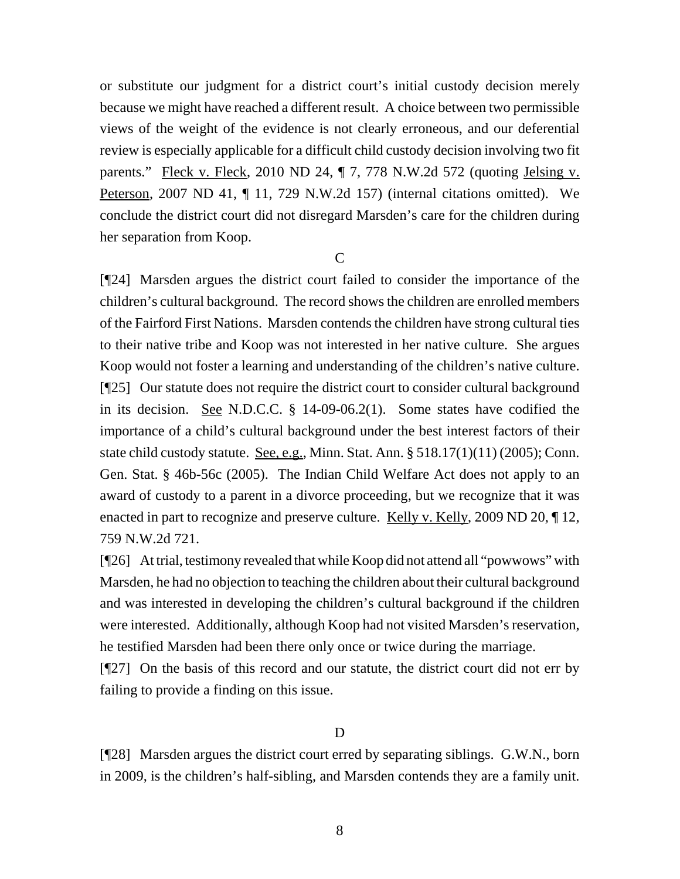or substitute our judgment for a district court's initial custody decision merely because we might have reached a different result. A choice between two permissible views of the weight of the evidence is not clearly erroneous, and our deferential review is especially applicable for a difficult child custody decision involving two fit parents." Fleck v. Fleck, 2010 ND 24, ¶ 7, 778 N.W.2d 572 (quoting Jelsing v. Peterson, 2007 ND 41, ¶ 11, 729 N.W.2d 157) (internal citations omitted). We conclude the district court did not disregard Marsden's care for the children during her separation from Koop.

C

[¶24] Marsden argues the district court failed to consider the importance of the children's cultural background. The record shows the children are enrolled members of the Fairford First Nations. Marsden contends the children have strong cultural ties to their native tribe and Koop was not interested in her native culture. She argues Koop would not foster a learning and understanding of the children's native culture.

[¶25] Our statute does not require the district court to consider cultural background in its decision. See N.D.C.C. § 14-09-06.2(1). Some states have codified the importance of a child's cultural background under the best interest factors of their state child custody statute. See, e.g., Minn. Stat. Ann. § 518.17(1)(11) (2005); Conn. Gen. Stat. § 46b-56c (2005). The Indian Child Welfare Act does not apply to an award of custody to a parent in a divorce proceeding, but we recognize that it was enacted in part to recognize and preserve culture. Kelly v. Kelly, 2009 ND 20, ¶ 12, 759 N.W.2d 721.

[¶26] At trial, testimony revealed that while Koop did not attend all "powwows" with Marsden, he had no objection to teaching the children about their cultural background and was interested in developing the children's cultural background if the children were interested. Additionally, although Koop had not visited Marsden's reservation, he testified Marsden had been there only once or twice during the marriage.

[¶27] On the basis of this record and our statute, the district court did not err by failing to provide a finding on this issue.

D

[¶28] Marsden argues the district court erred by separating siblings. G.W.N., born in 2009, is the children's half-sibling, and Marsden contends they are a family unit.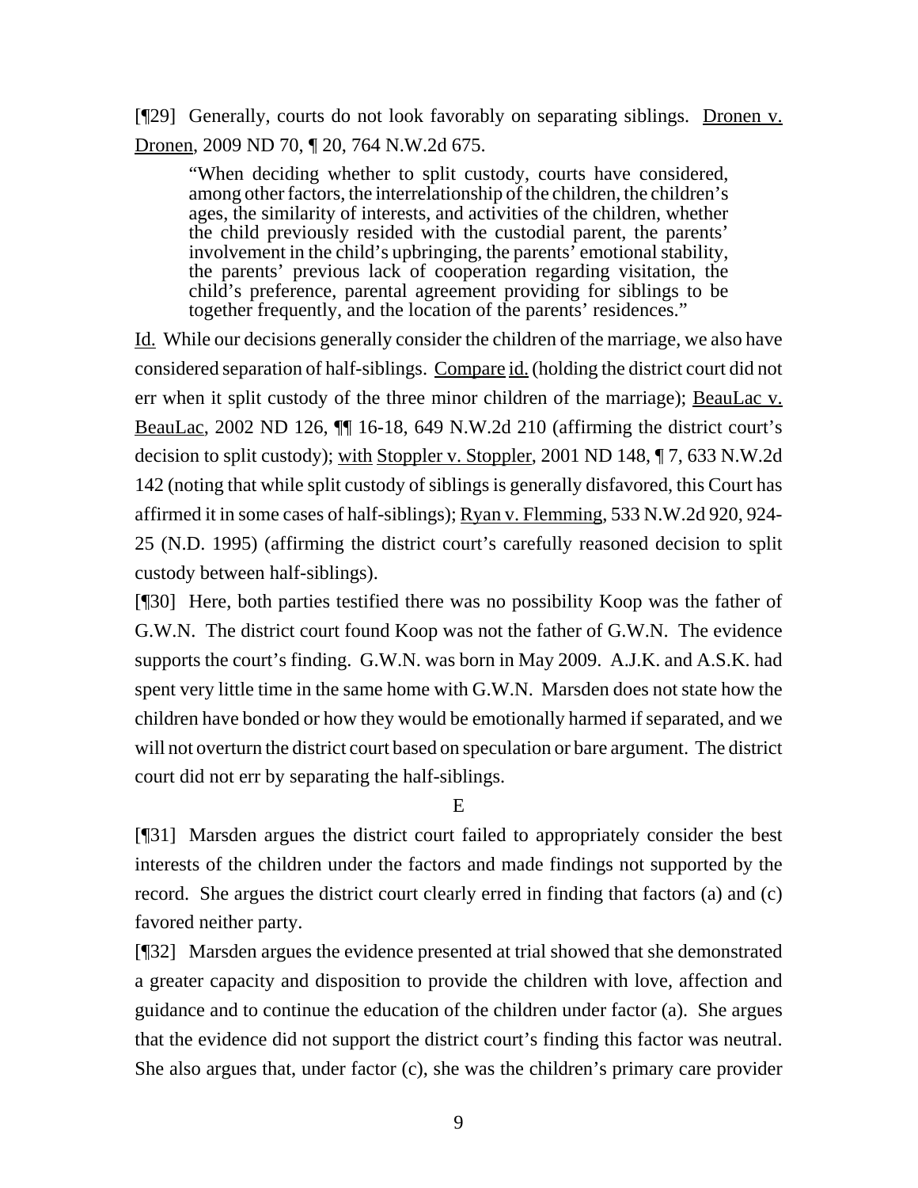[¶29] Generally, courts do not look favorably on separating siblings. Dronen v. Dronen, 2009 ND 70, ¶ 20, 764 N.W.2d 675.

> "When deciding whether to split custody, courts have considered, among other factors, the interrelationship of the children, the children's ages, the similarity of interests, and activities of the children, whether the child previously resided with the custodial parent, the parents' involvement in the child's upbringing, the parents' emotional stability, the parents' previous lack of cooperation regarding visitation, the child's preference, parental agreement providing for siblings to be together frequently, and the location of the parents' residences."

Id. While our decisions generally consider the children of the marriage, we also have considered separation of half-siblings. Compare id. (holding the district court did not err when it split custody of the three minor children of the marriage); BeauLac v. BeauLac, 2002 ND 126, ¶¶ 16-18, 649 N.W.2d 210 (affirming the district court's decision to split custody); with Stoppler v. Stoppler, 2001 ND 148, ¶ 7, 633 N.W.2d 142 (noting that while split custody of siblings is generally disfavored, this Court has affirmed it in some cases of half-siblings); Ryan v. Flemming, 533 N.W.2d 920, 924-25 (N.D. 1995) (affirming the district court's carefully reasoned decision to split custody between half-siblings).

[¶30] Here, both parties testified there was no possibility Koop was the father of G.W.N. The district court found Koop was not the father of G.W.N. The evidence supports the court's finding. G.W.N. was born in May 2009. A.J.K. and A.S.K. had spent very little time in the same home with G.W.N. Marsden does not state how the children have bonded or how they would be emotionally harmed if separated, and we will not overturn the district court based on speculation or bare argument. The district court did not err by separating the half-siblings.

E

[¶31] Marsden argues the district court failed to appropriately consider the best interests of the children under the factors and made findings not supported by the record. She argues the district court clearly erred in finding that factors (a) and (c) favored neither party.

[¶32] Marsden argues the evidence presented at trial showed that she demonstrated a greater capacity and disposition to provide the children with love, affection and guidance and to continue the education of the children under factor (a). She argues that the evidence did not support the district court's finding this factor was neutral. She also argues that, under factor (c), she was the children's primary care provider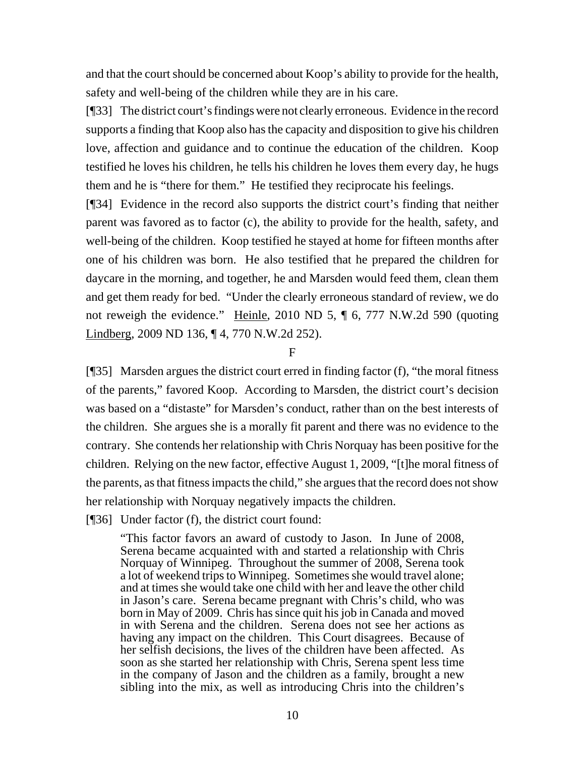and that the court should be concerned about Koop's ability to provide for the health, safety and well-being of the children while they are in his care.

[¶33] The district court's findings were not clearly erroneous. Evidence in the record supports a finding that Koop also has the capacity and disposition to give his children love, affection and guidance and to continue the education of the children. Koop testified he loves his children, he tells his children he loves them every day, he hugs them and he is "there for them." He testified they reciprocate his feelings.

[¶34] Evidence in the record also supports the district court's finding that neither parent was favored as to factor (c), the ability to provide for the health, safety, and well-being of the children. Koop testified he stayed at home for fifteen months after one of his children was born. He also testified that he prepared the children for daycare in the morning, and together, he and Marsden would feed them, clean them and get them ready for bed. "Under the clearly erroneous standard of review, we do not reweigh the evidence." Heinle, 2010 ND 5, ¶ 6, 777 N.W.2d 590 (quoting Lindberg, 2009 ND 136, ¶ 4, 770 N.W.2d 252).

F

[¶35] Marsden argues the district court erred in finding factor (f), "the moral fitness of the parents," favored Koop. According to Marsden, the district court's decision was based on a "distaste" for Marsden's conduct, rather than on the best interests of the children. She argues she is a morally fit parent and there was no evidence to the contrary. She contends her relationship with Chris Norquay has been positive for the children. Relying on the new factor, effective August 1, 2009, "[t]he moral fitness of the parents, as that fitness impacts the child," she argues that the record does not show her relationship with Norquay negatively impacts the children.

[¶36] Under factor (f), the district court found:

> "This factor favors an award of custody to Jason. In June of 2008, Serena became acquainted with and started a relationship with Chris Norquay of Winnipeg. Throughout the summer of 2008, Serena took a lot of weekend trips to Winnipeg. Sometimes she would travel alone; and at times she would take one child with her and leave the other child in Jason's care. Serena became pregnant with Chris's child, who was born in May of 2009. Chris has since quit his job in Canada and moved in with Serena and the children. Serena does not see her actions as having any impact on the children. This Court disagrees. Because of her selfish decisions, the lives of the children have been affected. As soon as she started her relationship with Chris, Serena spent less time in the company of Jason and the children as a family, brought a new sibling into the mix, as well as introducing Chris into the children's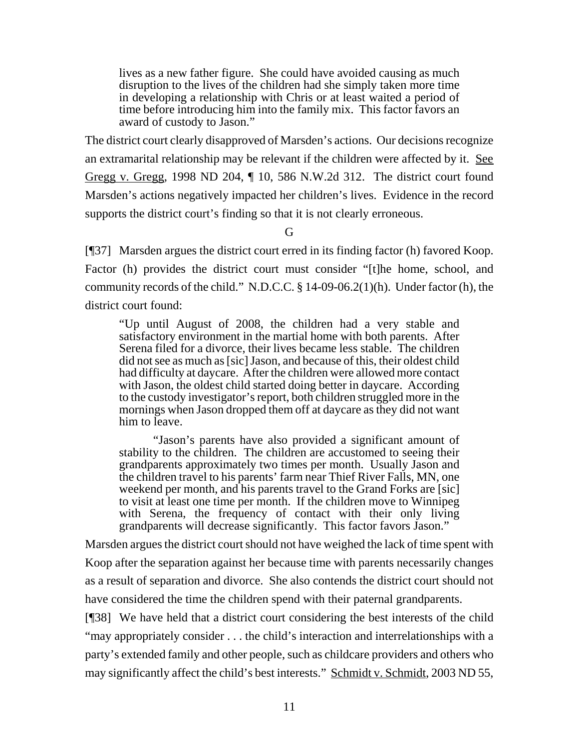> lives as a new father figure. She could have avoided causing as much disruption to the lives of the children had she simply taken more time in developing a relationship with Chris or at least waited a period of time before introducing him into the family mix. This factor favors an award of custody to Jason."

The district court clearly disapproved of Marsden's actions. Our decisions recognize an extramarital relationship may be relevant if the children were affected by it. See Gregg v. Gregg, 1998 ND 204, ¶ 10, 586 N.W.2d 312. The district court found Marsden's actions negatively impacted her children's lives. Evidence in the record supports the district court's finding so that it is not clearly erroneous.

G

[¶37] Marsden argues the district court erred in its finding factor (h) favored Koop. Factor (h) provides the district court must consider "[t]he home, school, and community records of the child." N.D.C.C. § 14-09-06.2(1)(h). Under factor (h), the district court found:

> "Up until August of 2008, the children had a very stable and satisfactory environment in the martial home with both parents. After Serena filed for a divorce, their lives became less stable. The children did not see as much as [sic] Jason, and because of this, their oldest child had difficulty at daycare. After the children were allowed more contact with Jason, the oldest child started doing better in daycare. According to the custody investigator's report, both children struggled more in the mornings when Jason dropped them off at daycare as they did not want him to leave.
>
> "Jason's parents have also provided a significant amount of stability to the children. The children are accustomed to seeing their grandparents approximately two times per month. Usually Jason and the children travel to his parents' farm near Thief River Falls, MN, one weekend per month, and his parents travel to the Grand Forks are [sic] to visit at least one time per month. If the children move to Winnipeg with Serena, the frequency of contact with their only living grandparents will decrease significantly. This factor favors Jason."

Marsden argues the district court should not have weighed the lack of time spent with Koop after the separation against her because time with parents necessarily changes as a result of separation and divorce. She also contends the district court should not have considered the time the children spend with their paternal grandparents.

[¶38] We have held that a district court considering the best interests of the child "may appropriately consider . . . the child's interaction and interrelationships with a party's extended family and other people, such as childcare providers and others who may significantly affect the child's best interests." Schmidt v. Schmidt, 2003 ND 55,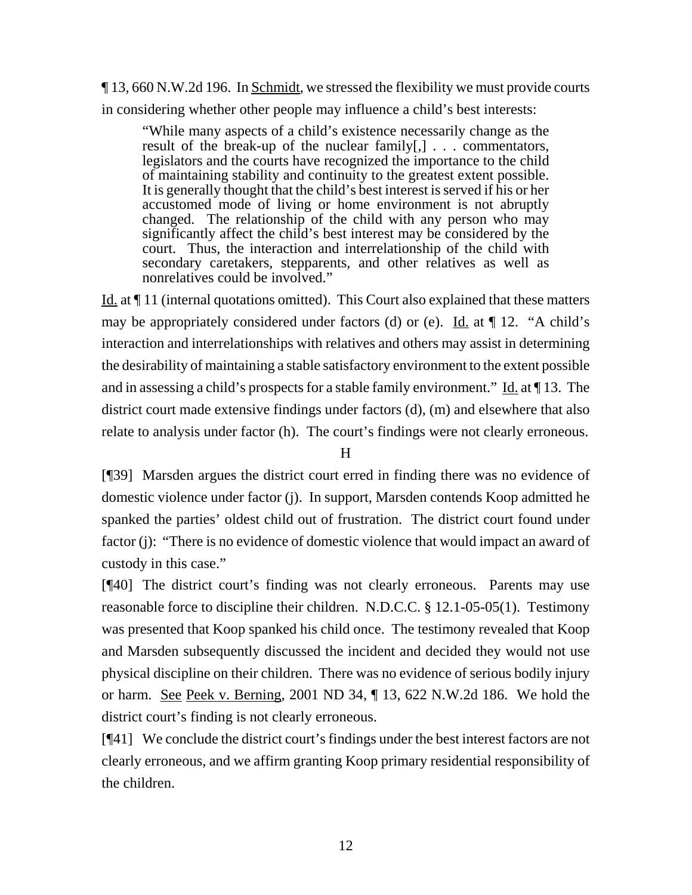¶ 13, 660 N.W.2d 196. In Schmidt, we stressed the flexibility we must provide courts in considering whether other people may influence a child's best interests:

> "While many aspects of a child's existence necessarily change as the result of the break-up of the nuclear family[,] . . . commentators, legislators and the courts have recognized the importance to the child of maintaining stability and continuity to the greatest extent possible. It is generally thought that the child's best interest is served if his or her accustomed mode of living or home environment is not abruptly changed. The relationship of the child with any person who may significantly affect the child's best interest may be considered by the court. Thus, the interaction and interrelationship of the child with secondary caretakers, stepparents, and other relatives as well as nonrelatives could be involved."

Id. at ¶ 11 (internal quotations omitted). This Court also explained that these matters may be appropriately considered under factors (d) or (e). Id. at ¶ 12. "A child's interaction and interrelationships with relatives and others may assist in determining the desirability of maintaining a stable satisfactory environment to the extent possible and in assessing a child's prospects for a stable family environment." Id. at ¶ 13. The district court made extensive findings under factors (d), (m) and elsewhere that also relate to analysis under factor (h). The court's findings were not clearly erroneous.

H

[¶39] Marsden argues the district court erred in finding there was no evidence of domestic violence under factor (j). In support, Marsden contends Koop admitted he spanked the parties' oldest child out of frustration. The district court found under factor (j): "There is no evidence of domestic violence that would impact an award of custody in this case."

[¶40] The district court's finding was not clearly erroneous. Parents may use reasonable force to discipline their children. N.D.C.C. § 12.1-05-05(1). Testimony was presented that Koop spanked his child once. The testimony revealed that Koop and Marsden subsequently discussed the incident and decided they would not use physical discipline on their children. There was no evidence of serious bodily injury or harm. See Peek v. Berning, 2001 ND 34, ¶ 13, 622 N.W.2d 186. We hold the district court's finding is not clearly erroneous.

[¶41] We conclude the district court's findings under the best interest factors are not clearly erroneous, and we affirm granting Koop primary residential responsibility of the children.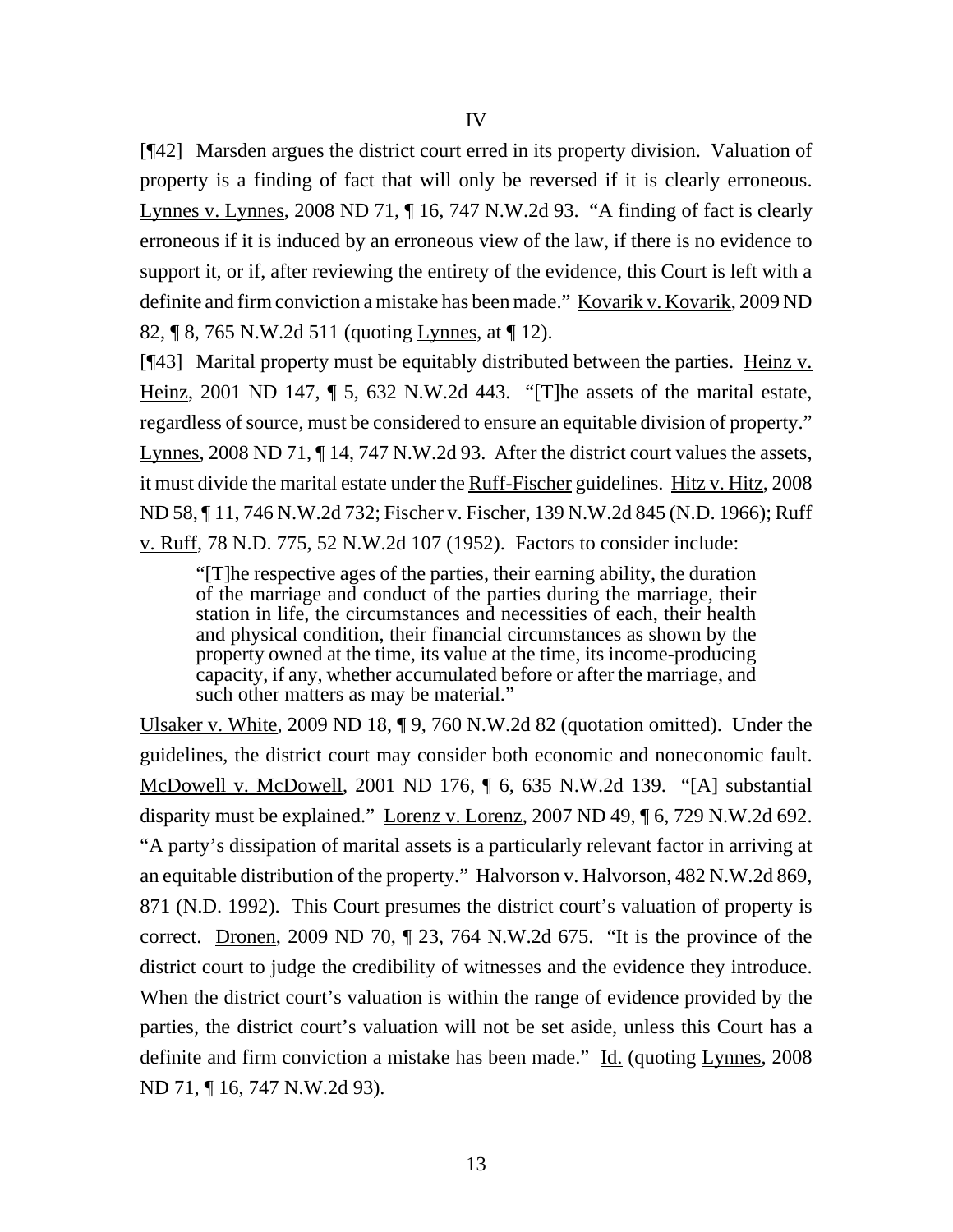IV

[¶42] Marsden argues the district court erred in its property division. Valuation of property is a finding of fact that will only be reversed if it is clearly erroneous. Lynnes v. Lynnes, 2008 ND 71, ¶ 16, 747 N.W.2d 93. "A finding of fact is clearly erroneous if it is induced by an erroneous view of the law, if there is no evidence to support it, or if, after reviewing the entirety of the evidence, this Court is left with a definite and firm conviction a mistake has been made." Kovarik v. Kovarik, 2009 ND 82, ¶ 8, 765 N.W.2d 511 (quoting Lynnes, at ¶ 12).

[¶43] Marital property must be equitably distributed between the parties. Heinz v. Heinz, 2001 ND 147, ¶ 5, 632 N.W.2d 443. "[T]he assets of the marital estate, regardless of source, must be considered to ensure an equitable division of property." Lynnes, 2008 ND 71, ¶ 14, 747 N.W.2d 93. After the district court values the assets, it must divide the marital estate under the Ruff-Fischer guidelines. Hitz v. Hitz, 2008 ND 58, ¶ 11, 746 N.W.2d 732; Fischer v. Fischer, 139 N.W.2d 845 (N.D. 1966); Ruff v. Ruff, 78 N.D. 775, 52 N.W.2d 107 (1952). Factors to consider include:

> "[T]he respective ages of the parties, their earning ability, the duration of the marriage and conduct of the parties during the marriage, their station in life, the circumstances and necessities of each, their health and physical condition, their financial circumstances as shown by the property owned at the time, its value at the time, its income-producing capacity, if any, whether accumulated before or after the marriage, and such other matters as may be material."

Ulsaker v. White, 2009 ND 18, ¶ 9, 760 N.W.2d 82 (quotation omitted). Under the guidelines, the district court may consider both economic and noneconomic fault. McDowell v. McDowell, 2001 ND 176, ¶ 6, 635 N.W.2d 139. "[A] substantial disparity must be explained." Lorenz v. Lorenz, 2007 ND 49, ¶ 6, 729 N.W.2d 692. "A party's dissipation of marital assets is a particularly relevant factor in arriving at an equitable distribution of the property." Halvorson v. Halvorson, 482 N.W.2d 869, 871 (N.D. 1992). This Court presumes the district court's valuation of property is correct. Dronen, 2009 ND 70, ¶ 23, 764 N.W.2d 675. "It is the province of the district court to judge the credibility of witnesses and the evidence they introduce. When the district court's valuation is within the range of evidence provided by the parties, the district court's valuation will not be set aside, unless this Court has a definite and firm conviction a mistake has been made." Id. (quoting Lynnes, 2008 ND 71, ¶ 16, 747 N.W.2d 93).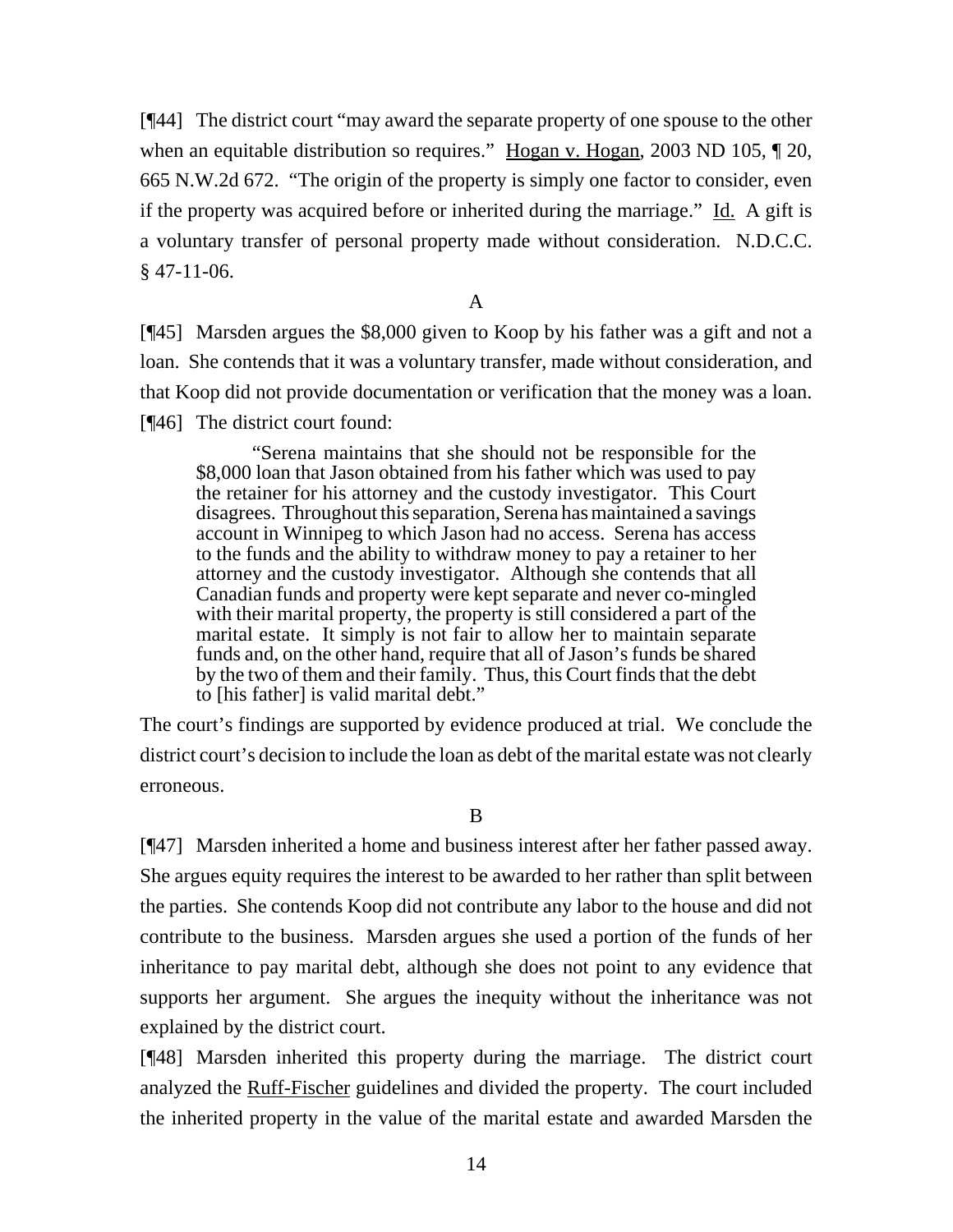[¶44] The district court "may award the separate property of one spouse to the other when an equitable distribution so requires." Hogan v. Hogan, 2003 ND 105, ¶ 20, 665 N.W.2d 672. "The origin of the property is simply one factor to consider, even if the property was acquired before or inherited during the marriage." Id. A gift is a voluntary transfer of personal property made without consideration. N.D.C.C. § 47-11-06.

A

[¶45] Marsden argues the $8,000 given to Koop by his father was a gift and not a loan. She contends that it was a voluntary transfer, made without consideration, and that Koop did not provide documentation or verification that the money was a loan.

[¶46] The district court found:

> "Serena maintains that she should not be responsible for the $8,000 loan that Jason obtained from his father which was used to pay the retainer for his attorney and the custody investigator. This Court disagrees. Throughout this separation, Serena has maintained a savings account in Winnipeg to which Jason had no access. Serena has access to the funds and the ability to withdraw money to pay a retainer to her attorney and the custody investigator. Although she contends that all Canadian funds and property were kept separate and never co-mingled with their marital property, the property is still considered a part of the marital estate. It simply is not fair to allow her to maintain separate funds and, on the other hand, require that all of Jason's funds be shared by the two of them and their family. Thus, this Court finds that the debt to [his father] is valid marital debt."

The court's findings are supported by evidence produced at trial. We conclude the district court's decision to include the loan as debt of the marital estate was not clearly erroneous.

B

[¶47] Marsden inherited a home and business interest after her father passed away. She argues equity requires the interest to be awarded to her rather than split between the parties. She contends Koop did not contribute any labor to the house and did not contribute to the business. Marsden argues she used a portion of the funds of her inheritance to pay marital debt, although she does not point to any evidence that supports her argument. She argues the inequity without the inheritance was not explained by the district court.

[¶48] Marsden inherited this property during the marriage. The district court analyzed the Ruff-Fischer guidelines and divided the property. The court included the inherited property in the value of the marital estate and awarded Marsden the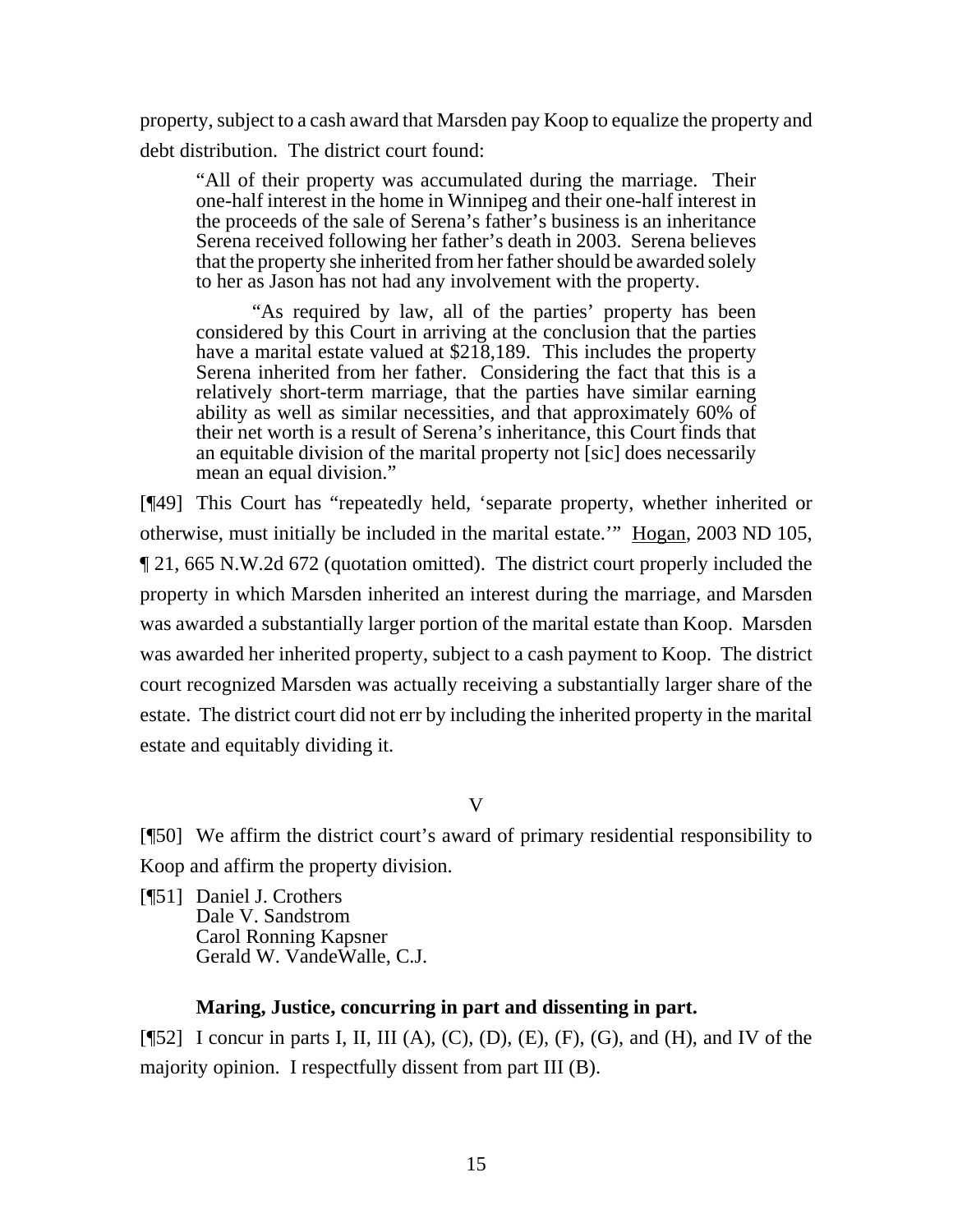property, subject to a cash award that Marsden pay Koop to equalize the property and debt distribution. The district court found:

> "All of their property was accumulated during the marriage. Their one-half interest in the home in Winnipeg and their one-half interest in the proceeds of the sale of Serena's father's business is an inheritance Serena received following her father's death in 2003. Serena believes that the property she inherited from her father should be awarded solely to her as Jason has not had any involvement with the property.
>
> "As required by law, all of the parties' property has been considered by this Court in arriving at the conclusion that the parties have a marital estate valued at $218,189. This includes the property Serena inherited from her father. Considering the fact that this is a relatively short-term marriage, that the parties have similar earning ability as well as similar necessities, and that approximately 60% of their net worth is a result of Serena's inheritance, this Court finds that an equitable division of the marital property not [sic] does necessarily mean an equal division."

[¶49] This Court has "repeatedly held, 'separate property, whether inherited or otherwise, must initially be included in the marital estate.'" Hogan, 2003 ND 105, ¶ 21, 665 N.W.2d 672 (quotation omitted). The district court properly included the property in which Marsden inherited an interest during the marriage, and Marsden was awarded a substantially larger portion of the marital estate than Koop. Marsden was awarded her inherited property, subject to a cash payment to Koop. The district court recognized Marsden was actually receiving a substantially larger share of the estate. The district court did not err by including the inherited property in the marital estate and equitably dividing it.

V

[¶50] We affirm the district court's award of primary residential responsibility to Koop and affirm the property division.

[¶51] Daniel J. Crothers
Dale V. Sandstrom
Carol Ronning Kapsner
Gerald W. VandeWalle, C.J.

**Maring, Justice, concurring in part and dissenting in part.**

[¶52] I concur in parts I, II, III (A), (C), (D), (E), (F), (G), and (H), and IV of the majority opinion. I respectfully dissent from part III (B).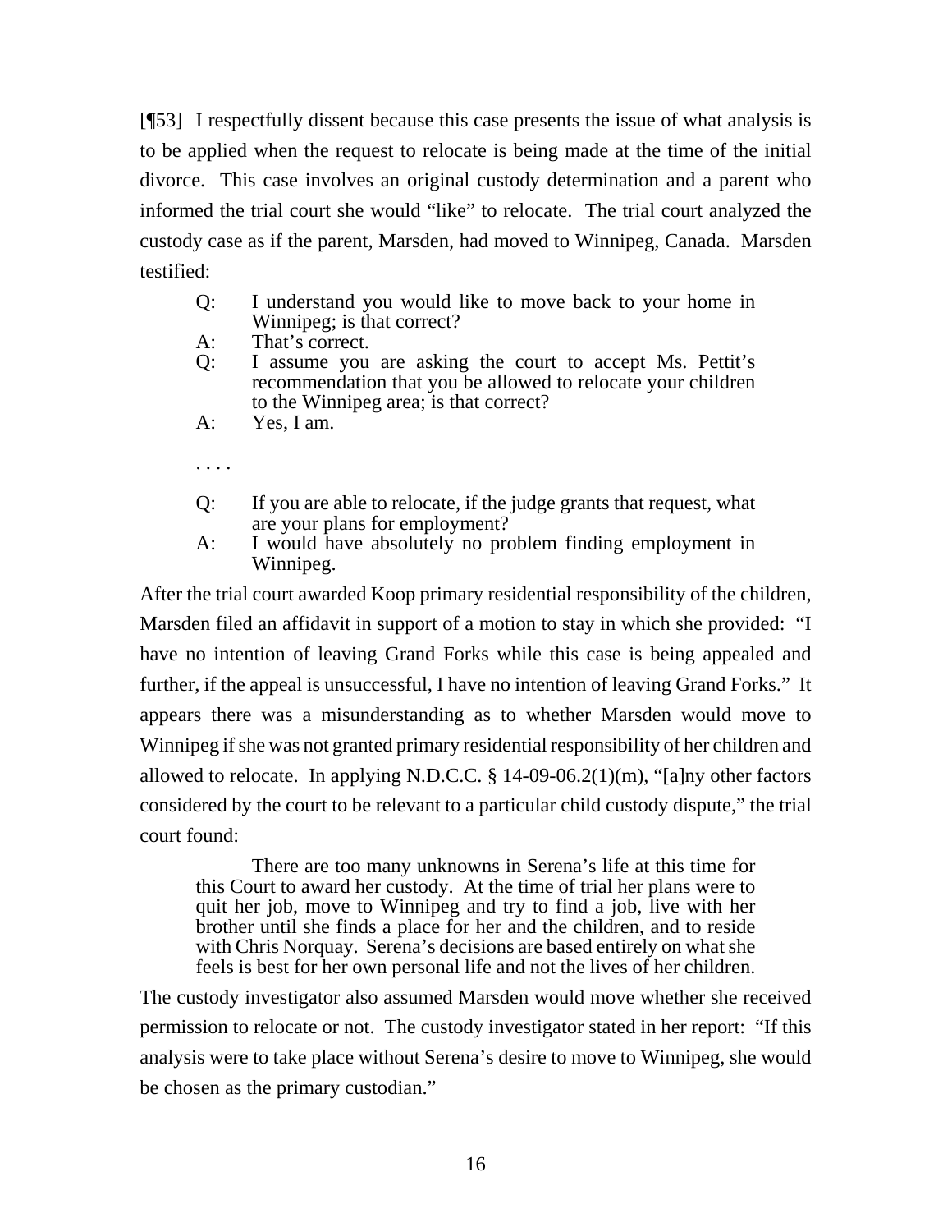[¶53] I respectfully dissent because this case presents the issue of what analysis is to be applied when the request to relocate is being made at the time of the initial divorce. This case involves an original custody determination and a parent who informed the trial court she would "like" to relocate. The trial court analyzed the custody case as if the parent, Marsden, had moved to Winnipeg, Canada. Marsden testified:

> Q: I understand you would like to move back to your home in Winnipeg; is that correct?
>
> A: That's correct.
>
> Q: I assume you are asking the court to accept Ms. Pettit's recommendation that you be allowed to relocate your children to the Winnipeg area; is that correct?
>
> A: Yes, I am.
>
> . . . .
>
> Q: If you are able to relocate, if the judge grants that request, what are your plans for employment?
>
> A: I would have absolutely no problem finding employment in Winnipeg.

After the trial court awarded Koop primary residential responsibility of the children, Marsden filed an affidavit in support of a motion to stay in which she provided: "I have no intention of leaving Grand Forks while this case is being appealed and further, if the appeal is unsuccessful, I have no intention of leaving Grand Forks." It appears there was a misunderstanding as to whether Marsden would move to Winnipeg if she was not granted primary residential responsibility of her children and allowed to relocate. In applying N.D.C.C. § 14-09-06.2(1)(m), "[a]ny other factors considered by the court to be relevant to a particular child custody dispute," the trial court found:

> There are too many unknowns in Serena's life at this time for this Court to award her custody. At the time of trial her plans were to quit her job, move to Winnipeg and try to find a job, live with her brother until she finds a place for her and the children, and to reside with Chris Norquay. Serena's decisions are based entirely on what she feels is best for her own personal life and not the lives of her children.

The custody investigator also assumed Marsden would move whether she received permission to relocate or not. The custody investigator stated in her report: "If this analysis were to take place without Serena's desire to move to Winnipeg, she would be chosen as the primary custodian."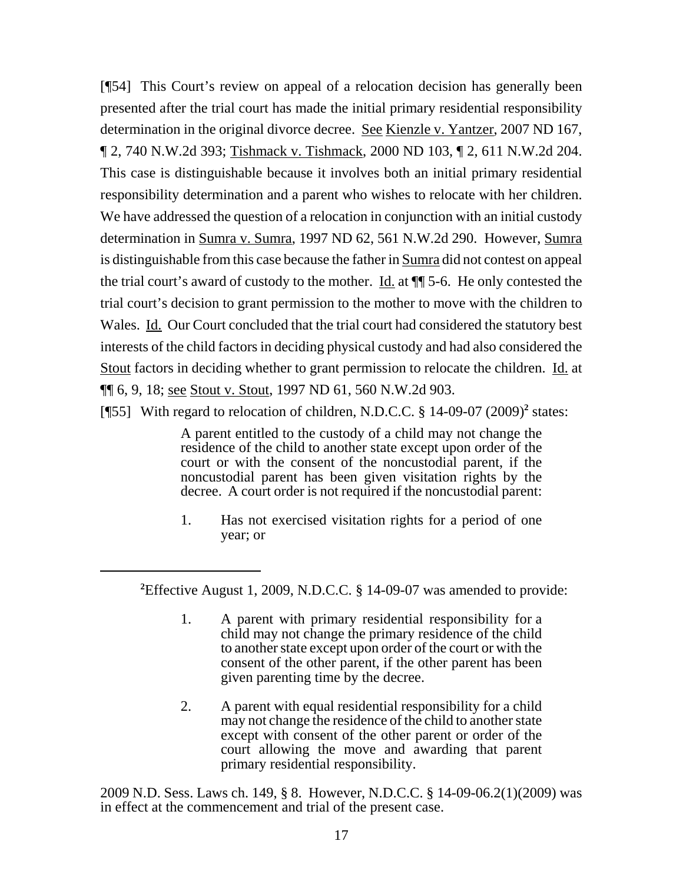[¶54] This Court's review on appeal of a relocation decision has generally been presented after the trial court has made the initial primary residential responsibility determination in the original divorce decree. See Kienzle v. Yantzer, 2007 ND 167, ¶ 2, 740 N.W.2d 393; Tishmack v. Tishmack, 2000 ND 103, ¶ 2, 611 N.W.2d 204. This case is distinguishable because it involves both an initial primary residential responsibility determination and a parent who wishes to relocate with her children. We have addressed the question of a relocation in conjunction with an initial custody determination in Sumra v. Sumra, 1997 ND 62, 561 N.W.2d 290. However, Sumra is distinguishable from this case because the father in Sumra did not contest on appeal the trial court's award of custody to the mother. Id. at ¶¶ 5-6. He only contested the trial court's decision to grant permission to the mother to move with the children to Wales. Id. Our Court concluded that the trial court had considered the statutory best interests of the child factors in deciding physical custody and had also considered the Stout factors in deciding whether to grant permission to relocate the children. Id. at ¶¶ 6, 9, 18; see Stout v. Stout, 1997 ND 61, 560 N.W.2d 903.

[¶55] With regard to relocation of children, N.D.C.C. § 14-09-07 (2009)[2] states:

> A parent entitled to the custody of a child may not change the residence of the child to another state except upon order of the court or with the consent of the noncustodial parent, if the noncustodial parent has been given visitation rights by the decree. A court order is not required if the noncustodial parent:
>
> 1. Has not exercised visitation rights for a period of one year; or

---

[2]Effective August 1, 2009, N.D.C.C. § 14-09-07 was amended to provide:

> 1. A parent with primary residential responsibility for a child may not change the primary residence of the child to another state except upon order of the court or with the consent of the other parent, if the other parent has been given parenting time by the decree.
>
> 2. A parent with equal residential responsibility for a child may not change the residence of the child to another state except with consent of the other parent or order of the court allowing the move and awarding that parent primary residential responsibility.

2009 N.D. Sess. Laws ch. 149, § 8. However, N.D.C.C. § 14-09-06.2(1)(2009) was in effect at the commencement and trial of the present case.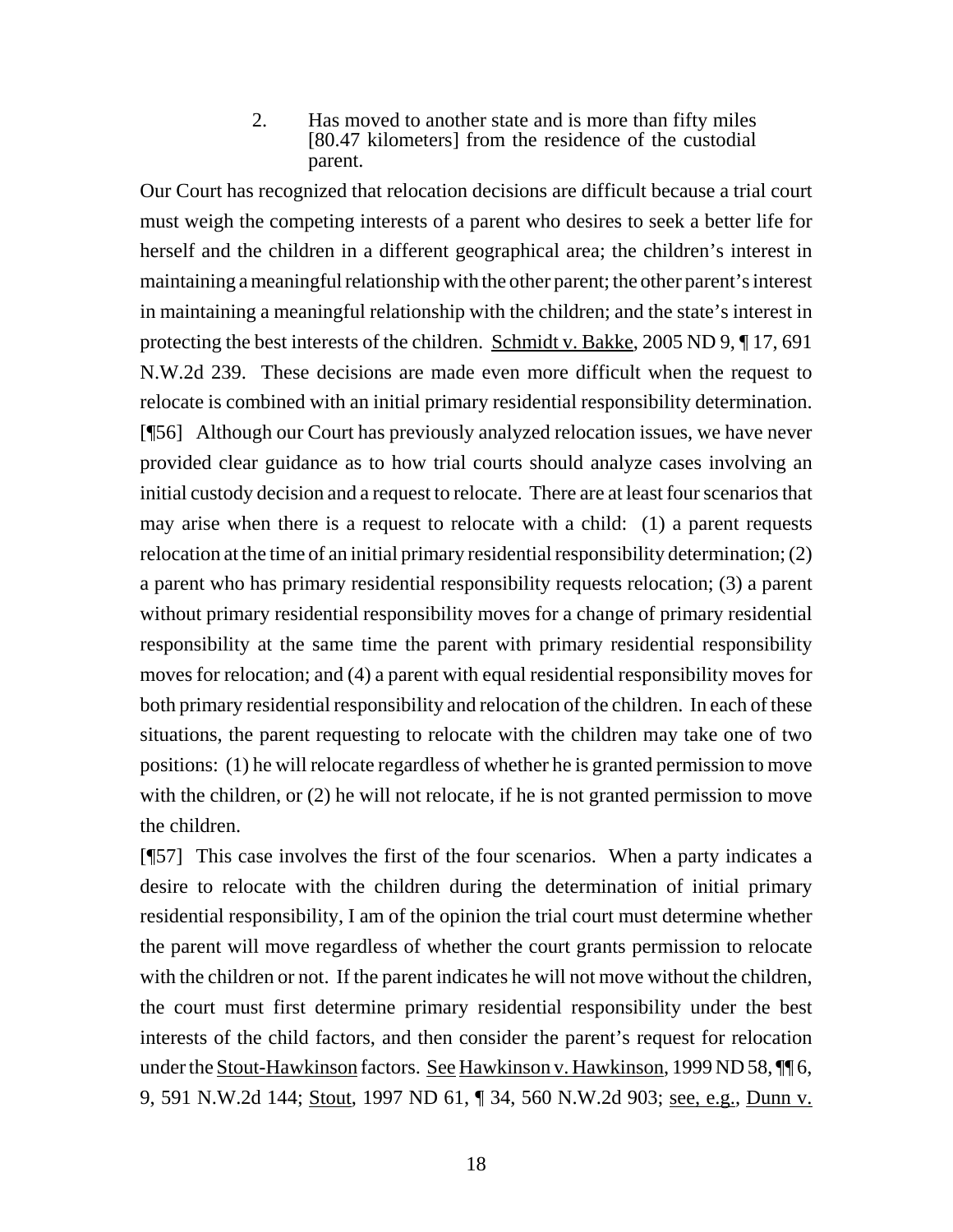2. Has moved to another state and is more than fifty miles [80.47 kilometers] from the residence of the custodial parent.

Our Court has recognized that relocation decisions are difficult because a trial court must weigh the competing interests of a parent who desires to seek a better life for herself and the children in a different geographical area; the children's interest in maintaining a meaningful relationship with the other parent; the other parent's interest in maintaining a meaningful relationship with the children; and the state's interest in protecting the best interests of the children. Schmidt v. Bakke, 2005 ND 9, ¶ 17, 691 N.W.2d 239. These decisions are made even more difficult when the request to relocate is combined with an initial primary residential responsibility determination.

[¶56] Although our Court has previously analyzed relocation issues, we have never provided clear guidance as to how trial courts should analyze cases involving an initial custody decision and a request to relocate. There are at least four scenarios that may arise when there is a request to relocate with a child: (1) a parent requests relocation at the time of an initial primary residential responsibility determination; (2) a parent who has primary residential responsibility requests relocation; (3) a parent without primary residential responsibility moves for a change of primary residential responsibility at the same time the parent with primary residential responsibility moves for relocation; and (4) a parent with equal residential responsibility moves for both primary residential responsibility and relocation of the children. In each of these situations, the parent requesting to relocate with the children may take one of two positions: (1) he will relocate regardless of whether he is granted permission to move with the children, or (2) he will not relocate, if he is not granted permission to move the children.

[¶57] This case involves the first of the four scenarios. When a party indicates a desire to relocate with the children during the determination of initial primary residential responsibility, I am of the opinion the trial court must determine whether the parent will move regardless of whether the court grants permission to relocate with the children or not. If the parent indicates he will not move without the children, the court must first determine primary residential responsibility under the best interests of the child factors, and then consider the parent's request for relocation under the Stout-Hawkinson factors. See Hawkinson v. Hawkinson, 1999 ND 58, ¶¶ 6, 9, 591 N.W.2d 144; Stout, 1997 ND 61, ¶ 34, 560 N.W.2d 903; see, e.g., Dunn v.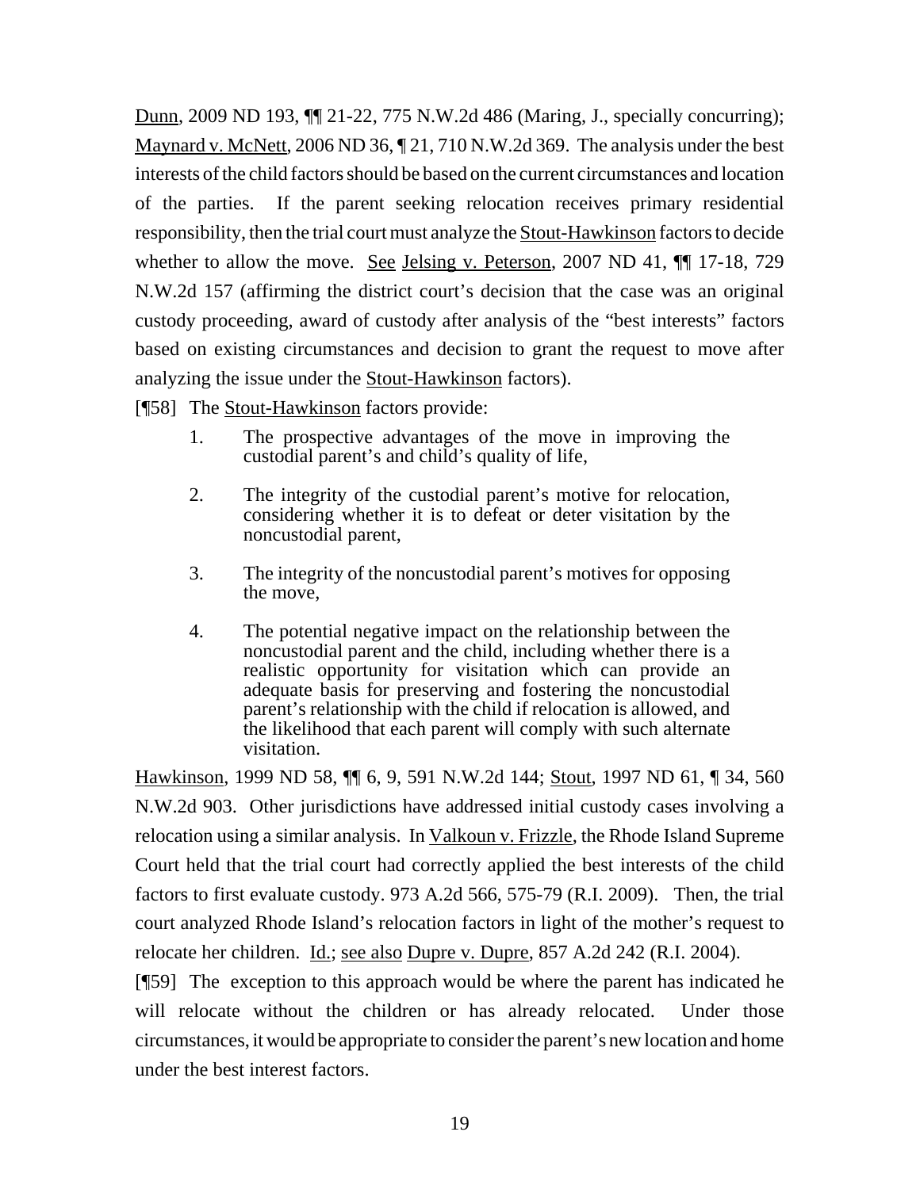Dunn, 2009 ND 193, ¶¶ 21-22, 775 N.W.2d 486 (Maring, J., specially concurring); Maynard v. McNett, 2006 ND 36, ¶ 21, 710 N.W.2d 369. The analysis under the best interests of the child factors should be based on the current circumstances and location of the parties. If the parent seeking relocation receives primary residential responsibility, then the trial court must analyze the Stout-Hawkinson factors to decide whether to allow the move. See Jelsing v. Peterson, 2007 ND 41, ¶¶ 17-18, 729 N.W.2d 157 (affirming the district court's decision that the case was an original custody proceeding, award of custody after analysis of the "best interests" factors based on existing circumstances and decision to grant the request to move after analyzing the issue under the Stout-Hawkinson factors).

[¶58] The Stout-Hawkinson factors provide:

> 1. The prospective advantages of the move in improving the custodial parent's and child's quality of life,
>
> 2. The integrity of the custodial parent's motive for relocation, considering whether it is to defeat or deter visitation by the noncustodial parent,
>
> 3. The integrity of the noncustodial parent's motives for opposing the move,
>
> 4. The potential negative impact on the relationship between the noncustodial parent and the child, including whether there is a realistic opportunity for visitation which can provide an adequate basis for preserving and fostering the noncustodial parent's relationship with the child if relocation is allowed, and the likelihood that each parent will comply with such alternate visitation.

Hawkinson, 1999 ND 58, ¶¶ 6, 9, 591 N.W.2d 144; Stout, 1997 ND 61, ¶ 34, 560 N.W.2d 903. Other jurisdictions have addressed initial custody cases involving a relocation using a similar analysis. In Valkoun v. Frizzle, the Rhode Island Supreme Court held that the trial court had correctly applied the best interests of the child factors to first evaluate custody. 973 A.2d 566, 575-79 (R.I. 2009). Then, the trial court analyzed Rhode Island's relocation factors in light of the mother's request to relocate her children. Id.; see also Dupre v. Dupre, 857 A.2d 242 (R.I. 2004).

[¶59] The exception to this approach would be where the parent has indicated he will relocate without the children or has already relocated. Under those circumstances, it would be appropriate to consider the parent's new location and home under the best interest factors.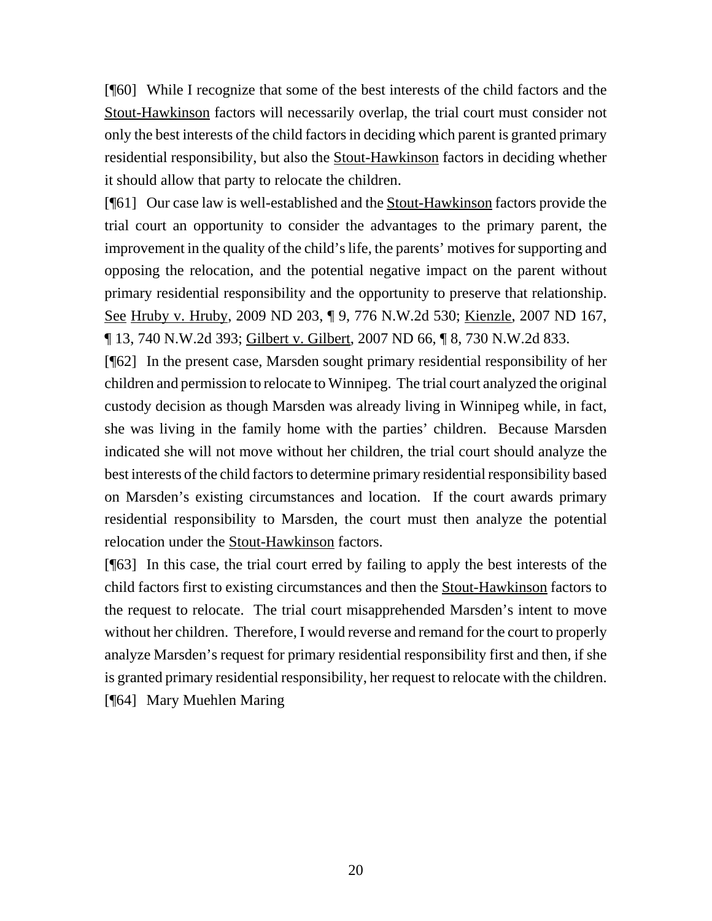[¶60] While I recognize that some of the best interests of the child factors and the Stout-Hawkinson factors will necessarily overlap, the trial court must consider not only the best interests of the child factors in deciding which parent is granted primary residential responsibility, but also the Stout-Hawkinson factors in deciding whether it should allow that party to relocate the children.

[¶61] Our case law is well-established and the Stout-Hawkinson factors provide the trial court an opportunity to consider the advantages to the primary parent, the improvement in the quality of the child's life, the parents' motives for supporting and opposing the relocation, and the potential negative impact on the parent without primary residential responsibility and the opportunity to preserve that relationship. See Hruby v. Hruby, 2009 ND 203, ¶ 9, 776 N.W.2d 530; Kienzle, 2007 ND 167, ¶ 13, 740 N.W.2d 393; Gilbert v. Gilbert, 2007 ND 66, ¶ 8, 730 N.W.2d 833.

[¶62] In the present case, Marsden sought primary residential responsibility of her children and permission to relocate to Winnipeg. The trial court analyzed the original custody decision as though Marsden was already living in Winnipeg while, in fact, she was living in the family home with the parties' children. Because Marsden indicated she will not move without her children, the trial court should analyze the best interests of the child factors to determine primary residential responsibility based on Marsden's existing circumstances and location. If the court awards primary residential responsibility to Marsden, the court must then analyze the potential relocation under the Stout-Hawkinson factors.

[¶63] In this case, the trial court erred by failing to apply the best interests of the child factors first to existing circumstances and then the Stout-Hawkinson factors to the request to relocate. The trial court misapprehended Marsden's intent to move without her children. Therefore, I would reverse and remand for the court to properly analyze Marsden's request for primary residential responsibility first and then, if she is granted primary residential responsibility, her request to relocate with the children.

[¶64] Mary Muehlen Maring